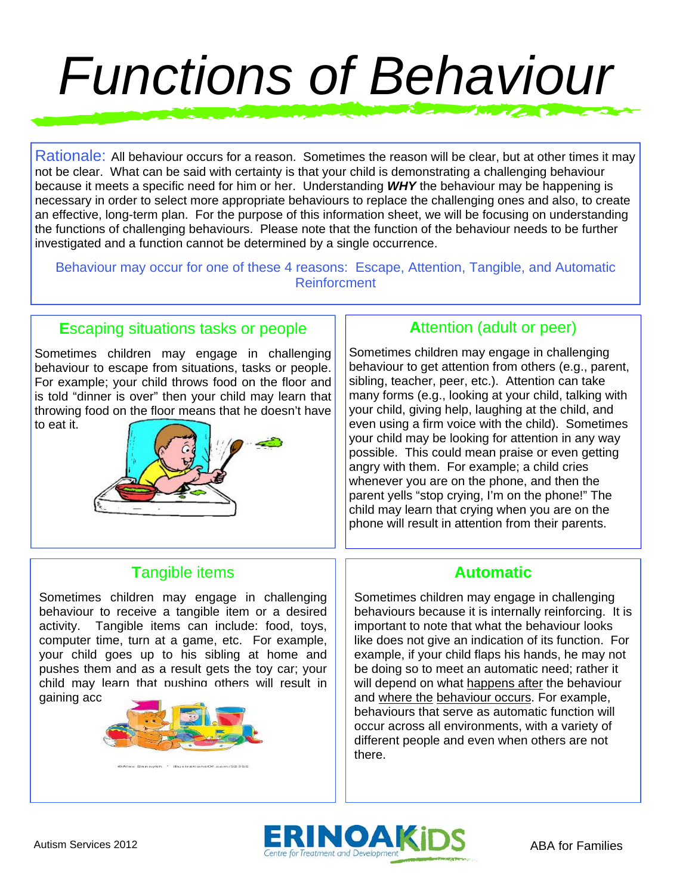# Functions of Behaviour

**Rationale:** All behaviour occurs for a reason. Sometimes the reason will be clear, but at other times it may not be clear. What can be said with certainty is that your child is demonstrating a challenging behaviour because it meets a specific need for him or her. Understanding ***WHY*** the behaviour may be happening is necessary in order to select more appropriate behaviours to replace the challenging ones and also, to create an effective, long-term plan. For the purpose of this information sheet, we will be focusing on understanding the functions of challenging behaviours. Please note that the function of the behaviour needs to be further investigated and a function cannot be determined by a single occurrence.

Behaviour may occur for one of these 4 reasons: Escape, Attention, Tangible, and Automatic Reinforcment

## Escaping situations tasks or people

Sometimes children may engage in challenging behaviour to escape from situations, tasks or people. For example; your child throws food on the floor and is told "dinner is over" then your child may learn that throwing food on the floor means that he doesn't have to eat it.

## Attention (adult or peer)

Sometimes children may engage in challenging behaviour to get attention from others (e.g., parent, sibling, teacher, peer, etc.). Attention can take many forms (e.g., looking at your child, talking with your child, giving help, laughing at the child, and even using a firm voice with the child). Sometimes your child may be looking for attention in any way possible. This could mean praise or even getting angry with them. For example; a child cries whenever you are on the phone, and then the parent yells "stop crying, I'm on the phone!" The child may learn that crying when you are on the phone will result in attention from their parents.

## Tangible items

Sometimes children may engage in challenging behaviour to receive a tangible item or a desired activity. Tangible items can include: food, toys, computer time, turn at a game, etc. For example, your child goes up to his sibling at home and pushes them and as a result gets the toy car; your child may learn that pushing others will result in gaining acc

©Alex Bannykh · IllustrationsOf.com/92355

## Automatic

Sometimes children may engage in challenging behaviours because it is internally reinforcing. It is important to note that what the behaviour looks like does not give an indication of its function. For example, if your child flaps his hands, he may not be doing so to meet an automatic need; rather it will depend on what happens after the behaviour and where the behaviour occurs. For example, behaviours that serve as automatic function will occur across all environments, with a variety of different people and even when others are not there.

Autism Services 2012

ERINOAKKIDS Centre for Treatment and Development

ABA for Families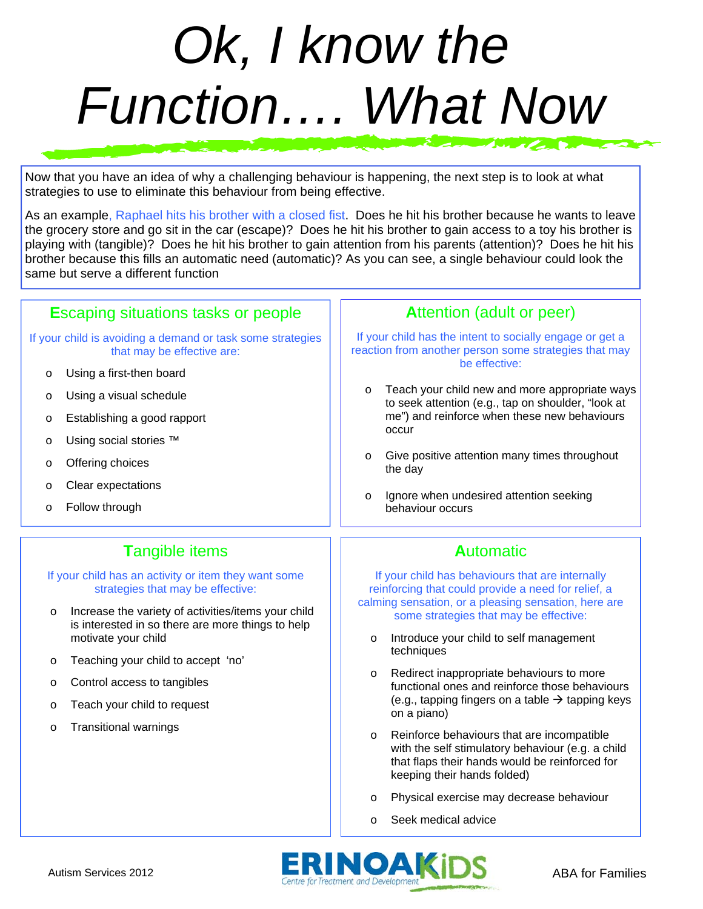# Ok, I know the Function…. What Now

Now that you have an idea of why a challenging behaviour is happening, the next step is to look at what strategies to use to eliminate this behaviour from being effective.

As an example, Raphael hits his brother with a closed fist. Does he hit his brother because he wants to leave the grocery store and go sit in the car (escape)? Does he hit his brother to gain access to a toy his brother is playing with (tangible)? Does he hit his brother to gain attention from his parents (attention)? Does he hit his brother because this fills an automatic need (automatic)? As you can see, a single behaviour could look the same but serve a different function

## Escaping situations tasks or people

If your child is avoiding a demand or task some strategies that may be effective are:

- Using a first-then board
- Using a visual schedule
- Establishing a good rapport
- Using social stories ™
- Offering choices
- Clear expectations
- Follow through

## Attention (adult or peer)

If your child has the intent to socially engage or get a reaction from another person some strategies that may be effective:

- Teach your child new and more appropriate ways to seek attention (e.g., tap on shoulder, "look at me") and reinforce when these new behaviours occur
- Give positive attention many times throughout the day
- Ignore when undesired attention seeking behaviour occurs

## Tangible items

If your child has an activity or item they want some strategies that may be effective:

- Increase the variety of activities/items your child is interested in so there are more things to help motivate your child
- Teaching your child to accept 'no'
- Control access to tangibles
- Teach your child to request
- Transitional warnings

## Automatic

If your child has behaviours that are internally reinforcing that could provide a need for relief, a calming sensation, or a pleasing sensation, here are some strategies that may be effective:

- Introduce your child to self management techniques
- Redirect inappropriate behaviours to more functional ones and reinforce those behaviours (e.g., tapping fingers on a table → tapping keys on a piano)
- Reinforce behaviours that are incompatible with the self stimulatory behaviour (e.g. a child that flaps their hands would be reinforced for keeping their hands folded)
- Physical exercise may decrease behaviour
- Seek medical advice

Autism Services 2012

ERINOAKKIDS Centre for Treatment and Development

ABA for Families